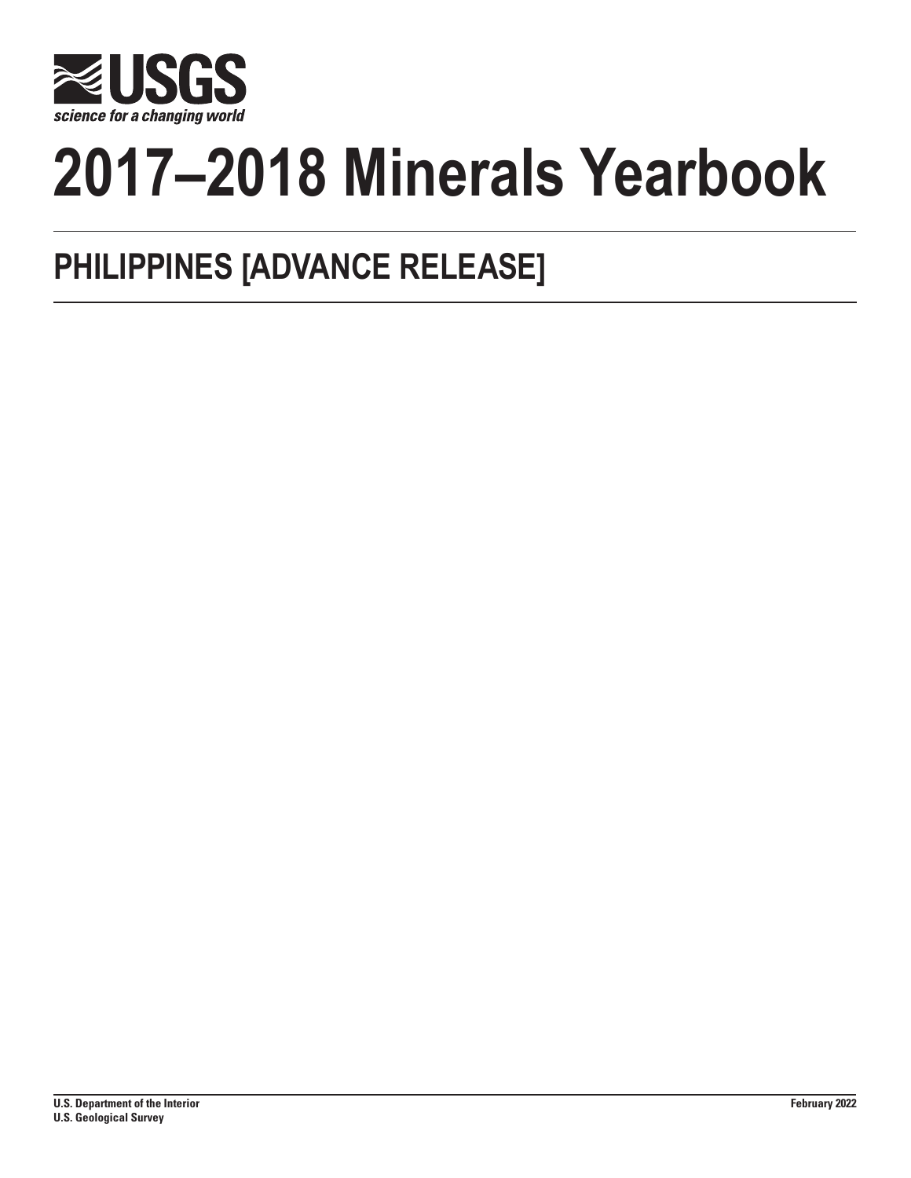USGS

*science for a changing world*

# 2017–2018 Minerals Yearbook

## PHILIPPINES [ADVANCE RELEASE]

**U.S. Department of the Interior**
**U.S. Geological Survey**

**February 2022**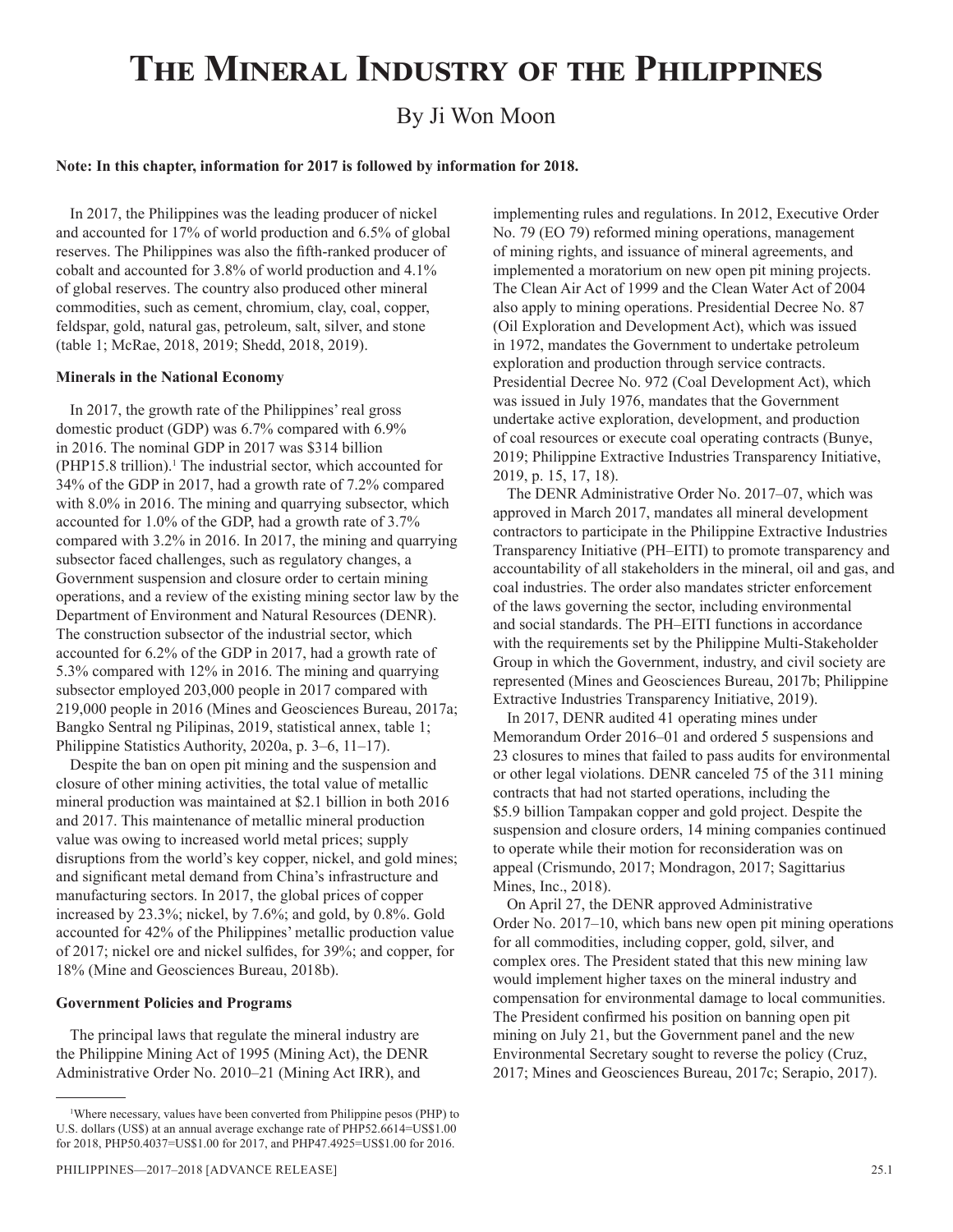# The Mineral Industry of the Philippines

By Ji Won Moon

**Note: In this chapter, information for 2017 is followed by information for 2018.**

In 2017, the Philippines was the leading producer of nickel and accounted for 17% of world production and 6.5% of global reserves. The Philippines was also the fifth-ranked producer of cobalt and accounted for 3.8% of world production and 4.1% of global reserves. The country also produced other mineral commodities, such as cement, chromium, clay, coal, copper, feldspar, gold, natural gas, petroleum, salt, silver, and stone (table 1; McRae, 2018, 2019; Shedd, 2018, 2019).

### Minerals in the National Economy

In 2017, the growth rate of the Philippines' real gross domestic product (GDP) was 6.7% compared with 6.9% in 2016. The nominal GDP in 2017 was $314 billion (PHP15.8 trillion).[1] The industrial sector, which accounted for 34% of the GDP in 2017, had a growth rate of 7.2% compared with 8.0% in 2016. The mining and quarrying subsector, which accounted for 1.0% of the GDP, had a growth rate of 3.7% compared with 3.2% in 2016. In 2017, the mining and quarrying subsector faced challenges, such as regulatory changes, a Government suspension and closure order to certain mining operations, and a review of the existing mining sector law by the Department of Environment and Natural Resources (DENR). The construction subsector of the industrial sector, which accounted for 6.2% of the GDP in 2017, had a growth rate of 5.3% compared with 12% in 2016. The mining and quarrying subsector employed 203,000 people in 2017 compared with 219,000 people in 2016 (Mines and Geosciences Bureau, 2017a; Bangko Sentral ng Pilipinas, 2019, statistical annex, table 1; Philippine Statistics Authority, 2020a, p. 3–6, 11–17).

Despite the ban on open pit mining and the suspension and closure of other mining activities, the total value of metallic mineral production was maintained at $2.1 billion in both 2016 and 2017. This maintenance of metallic mineral production value was owing to increased world metal prices; supply disruptions from the world's key copper, nickel, and gold mines; and significant metal demand from China's infrastructure and manufacturing sectors. In 2017, the global prices of copper increased by 23.3%; nickel, by 7.6%; and gold, by 0.8%. Gold accounted for 42% of the Philippines' metallic production value of 2017; nickel ore and nickel sulfides, for 39%; and copper, for 18% (Mine and Geosciences Bureau, 2018b).

### Government Policies and Programs

The principal laws that regulate the mineral industry are the Philippine Mining Act of 1995 (Mining Act), the DENR Administrative Order No. 2010–21 (Mining Act IRR), and implementing rules and regulations. In 2012, Executive Order No. 79 (EO 79) reformed mining operations, management of mining rights, and issuance of mineral agreements, and implemented a moratorium on new open pit mining projects. The Clean Air Act of 1999 and the Clean Water Act of 2004 also apply to mining operations. Presidential Decree No. 87 (Oil Exploration and Development Act), which was issued in 1972, mandates the Government to undertake petroleum exploration and production through service contracts. Presidential Decree No. 972 (Coal Development Act), which was issued in July 1976, mandates that the Government undertake active exploration, development, and production of coal resources or execute coal operating contracts (Bunye, 2019; Philippine Extractive Industries Transparency Initiative, 2019, p. 15, 17, 18).

The DENR Administrative Order No. 2017–07, which was approved in March 2017, mandates all mineral development contractors to participate in the Philippine Extractive Industries Transparency Initiative (PH–EITI) to promote transparency and accountability of all stakeholders in the mineral, oil and gas, and coal industries. The order also mandates stricter enforcement of the laws governing the sector, including environmental and social standards. The PH–EITI functions in accordance with the requirements set by the Philippine Multi-Stakeholder Group in which the Government, industry, and civil society are represented (Mines and Geosciences Bureau, 2017b; Philippine Extractive Industries Transparency Initiative, 2019).

In 2017, DENR audited 41 operating mines under Memorandum Order 2016–01 and ordered 5 suspensions and 23 closures to mines that failed to pass audits for environmental or other legal violations. DENR canceled 75 of the 311 mining contracts that had not started operations, including the $5.9 billion Tampakan copper and gold project. Despite the suspension and closure orders, 14 mining companies continued to operate while their motion for reconsideration was on appeal (Crismundo, 2017; Mondragon, 2017; Sagittarius Mines, Inc., 2018).

On April 27, the DENR approved Administrative Order No. 2017–10, which bans new open pit mining operations for all commodities, including copper, gold, silver, and complex ores. The President stated that this new mining law would implement higher taxes on the mineral industry and compensation for environmental damage to local communities. The President confirmed his position on banning open pit mining on July 21, but the Government panel and the new Environmental Secretary sought to reverse the policy (Cruz, 2017; Mines and Geosciences Bureau, 2017c; Serapio, 2017).

---

[1] Where necessary, values have been converted from Philippine pesos (PHP) to U.S. dollars (US$) at an annual average exchange rate of PHP52.6614=US$1.00 for 2018, PHP50.4037=US$1.00 for 2017, and PHP47.4925=US$1.00 for 2016.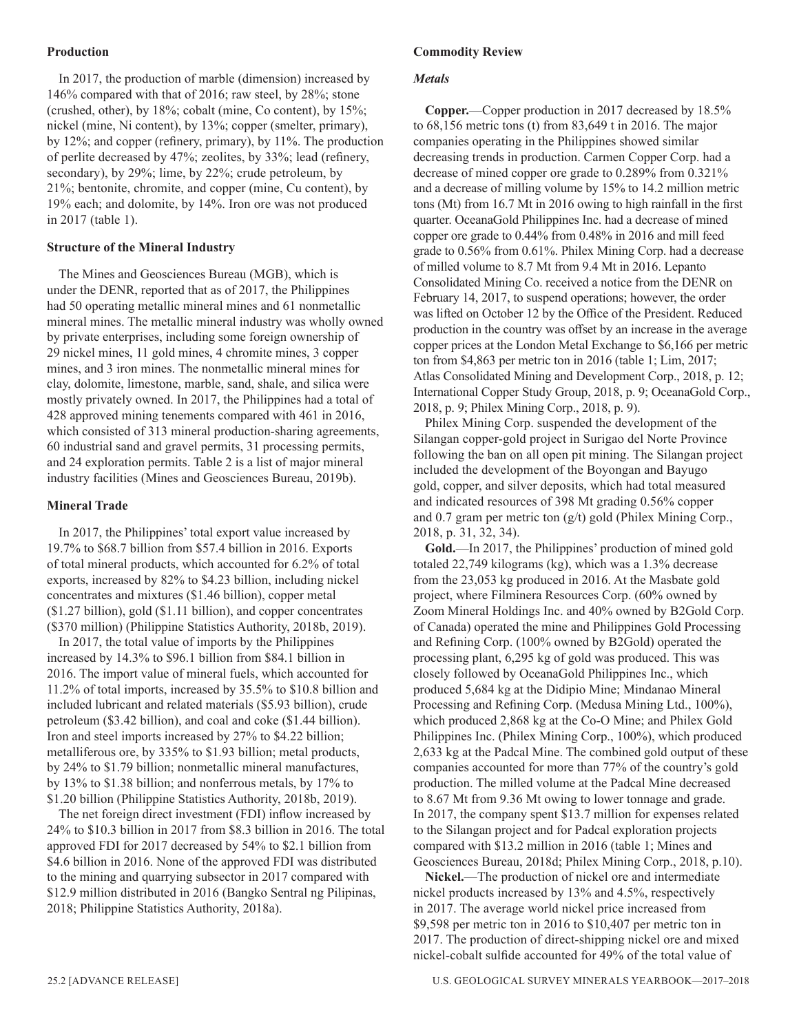## Production

In 2017, the production of marble (dimension) increased by 146% compared with that of 2016; raw steel, by 28%; stone (crushed, other), by 18%; cobalt (mine, Co content), by 15%; nickel (mine, Ni content), by 13%; copper (smelter, primary), by 12%; and copper (refinery, primary), by 11%. The production of perlite decreased by 47%; zeolites, by 33%; lead (refinery, secondary), by 29%; lime, by 22%; crude petroleum, by 21%; bentonite, chromite, and copper (mine, Cu content), by 19% each; and dolomite, by 14%. Iron ore was not produced in 2017 (table 1).

## Structure of the Mineral Industry

The Mines and Geosciences Bureau (MGB), which is under the DENR, reported that as of 2017, the Philippines had 50 operating metallic mineral mines and 61 nonmetallic mineral mines. The metallic mineral industry was wholly owned by private enterprises, including some foreign ownership of 29 nickel mines, 11 gold mines, 4 chromite mines, 3 copper mines, and 3 iron mines. The nonmetallic mineral mines for clay, dolomite, limestone, marble, sand, shale, and silica were mostly privately owned. In 2017, the Philippines had a total of 428 approved mining tenements compared with 461 in 2016, which consisted of 313 mineral production-sharing agreements, 60 industrial sand and gravel permits, 31 processing permits, and 24 exploration permits. Table 2 is a list of major mineral industry facilities (Mines and Geosciences Bureau, 2019b).

## Mineral Trade

In 2017, the Philippines' total export value increased by 19.7% to $68.7 billion from $57.4 billion in 2016. Exports of total mineral products, which accounted for 6.2% of total exports, increased by 82% to $4.23 billion, including nickel concentrates and mixtures ($1.46 billion), copper metal ($1.27 billion), gold ($1.11 billion), and copper concentrates ($370 million) (Philippine Statistics Authority, 2018b, 2019).

In 2017, the total value of imports by the Philippines increased by 14.3% to $96.1 billion from $84.1 billion in 2016. The import value of mineral fuels, which accounted for 11.2% of total imports, increased by 35.5% to $10.8 billion and included lubricant and related materials ($5.93 billion), crude petroleum ($3.42 billion), and coal and coke ($1.44 billion). Iron and steel imports increased by 27% to $4.22 billion; metalliferous ore, by 335% to $1.93 billion; metal products, by 24% to $1.79 billion; nonmetallic mineral manufactures, by 13% to $1.38 billion; and nonferrous metals, by 17% to $1.20 billion (Philippine Statistics Authority, 2018b, 2019).

The net foreign direct investment (FDI) inflow increased by 24% to $10.3 billion in 2017 from $8.3 billion in 2016. The total approved FDI for 2017 decreased by 54% to $2.1 billion from $4.6 billion in 2016. None of the approved FDI was distributed to the mining and quarrying subsector in 2017 compared with $12.9 million distributed in 2016 (Bangko Sentral ng Pilipinas, 2018; Philippine Statistics Authority, 2018a).

## Commodity Review

### *Metals*

**Copper.**—Copper production in 2017 decreased by 18.5% to 68,156 metric tons (t) from 83,649 t in 2016. The major companies operating in the Philippines showed similar decreasing trends in production. Carmen Copper Corp. had a decrease of mined copper ore grade to 0.289% from 0.321% and a decrease of milling volume by 15% to 14.2 million metric tons (Mt) from 16.7 Mt in 2016 owing to high rainfall in the first quarter. OceanaGold Philippines Inc. had a decrease of mined copper ore grade to 0.44% from 0.48% in 2016 and mill feed grade to 0.56% from 0.61%. Philex Mining Corp. had a decrease of milled volume to 8.7 Mt from 9.4 Mt in 2016. Lepanto Consolidated Mining Co. received a notice from the DENR on February 14, 2017, to suspend operations; however, the order was lifted on October 12 by the Office of the President. Reduced production in the country was offset by an increase in the average copper prices at the London Metal Exchange to $6,166 per metric ton from $4,863 per metric ton in 2016 (table 1; Lim, 2017; Atlas Consolidated Mining and Development Corp., 2018, p. 12; International Copper Study Group, 2018, p. 9; OceanaGold Corp., 2018, p. 9; Philex Mining Corp., 2018, p. 9).

Philex Mining Corp. suspended the development of the Silangan copper-gold project in Surigao del Norte Province following the ban on all open pit mining. The Silangan project included the development of the Boyongan and Bayugo gold, copper, and silver deposits, which had total measured and indicated resources of 398 Mt grading 0.56% copper and 0.7 gram per metric ton (g/t) gold (Philex Mining Corp., 2018, p. 31, 32, 34).

**Gold.**—In 2017, the Philippines' production of mined gold totaled 22,749 kilograms (kg), which was a 1.3% decrease from the 23,053 kg produced in 2016. At the Masbate gold project, where Filminera Resources Corp. (60% owned by Zoom Mineral Holdings Inc. and 40% owned by B2Gold Corp. of Canada) operated the mine and Philippines Gold Processing and Refining Corp. (100% owned by B2Gold) operated the processing plant, 6,295 kg of gold was produced. This was closely followed by OceanaGold Philippines Inc., which produced 5,684 kg at the Didipio Mine; Mindanao Mineral Processing and Refining Corp. (Medusa Mining Ltd., 100%), which produced 2,868 kg at the Co-O Mine; and Philex Gold Philippines Inc. (Philex Mining Corp., 100%), which produced 2,633 kg at the Padcal Mine. The combined gold output of these companies accounted for more than 77% of the country's gold production. The milled volume at the Padcal Mine decreased to 8.67 Mt from 9.36 Mt owing to lower tonnage and grade. In 2017, the company spent $13.7 million for expenses related to the Silangan project and for Padcal exploration projects compared with $13.2 million in 2016 (table 1; Mines and Geosciences Bureau, 2018d; Philex Mining Corp., 2018, p.10).

**Nickel.**—The production of nickel ore and intermediate nickel products increased by 13% and 4.5%, respectively in 2017. The average world nickel price increased from $9,598 per metric ton in 2016 to $10,407 per metric ton in 2017. The production of direct-shipping nickel ore and mixed nickel-cobalt sulfide accounted for 49% of the total value of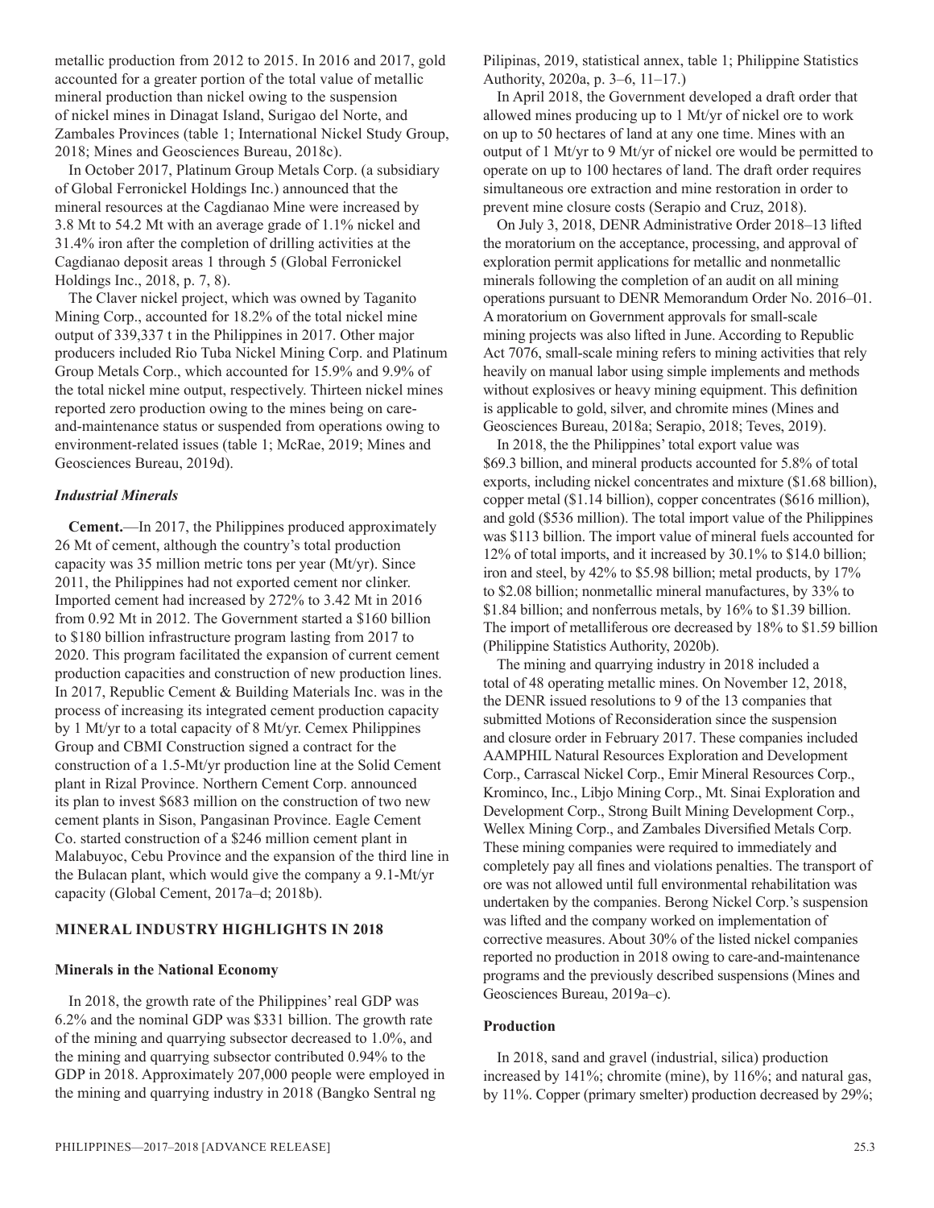metallic production from 2012 to 2015. In 2016 and 2017, gold accounted for a greater portion of the total value of metallic mineral production than nickel owing to the suspension of nickel mines in Dinagat Island, Surigao del Norte, and Zambales Provinces (table 1; International Nickel Study Group, 2018; Mines and Geosciences Bureau, 2018c).

In October 2017, Platinum Group Metals Corp. (a subsidiary of Global Ferronickel Holdings Inc.) announced that the mineral resources at the Cagdianao Mine were increased by 3.8 Mt to 54.2 Mt with an average grade of 1.1% nickel and 31.4% iron after the completion of drilling activities at the Cagdianao deposit areas 1 through 5 (Global Ferronickel Holdings Inc., 2018, p. 7, 8).

The Claver nickel project, which was owned by Taganito Mining Corp., accounted for 18.2% of the total nickel mine output of 339,337 t in the Philippines in 2017. Other major producers included Rio Tuba Nickel Mining Corp. and Platinum Group Metals Corp., which accounted for 15.9% and 9.9% of the total nickel mine output, respectively. Thirteen nickel mines reported zero production owing to the mines being on care-and-maintenance status or suspended from operations owing to environment-related issues (table 1; McRae, 2019; Mines and Geosciences Bureau, 2019d).

### *Industrial Minerals*

**Cement.**—In 2017, the Philippines produced approximately 26 Mt of cement, although the country's total production capacity was 35 million metric tons per year (Mt/yr). Since 2011, the Philippines had not exported cement nor clinker. Imported cement had increased by 272% to 3.42 Mt in 2016 from 0.92 Mt in 2012. The Government started a $160 billion to $180 billion infrastructure program lasting from 2017 to 2020. This program facilitated the expansion of current cement production capacities and construction of new production lines. In 2017, Republic Cement & Building Materials Inc. was in the process of increasing its integrated cement production capacity by 1 Mt/yr to a total capacity of 8 Mt/yr. Cemex Philippines Group and CBMI Construction signed a contract for the construction of a 1.5-Mt/yr production line at the Solid Cement plant in Rizal Province. Northern Cement Corp. announced its plan to invest $683 million on the construction of two new cement plants in Sison, Pangasinan Province. Eagle Cement Co. started construction of a $246 million cement plant in Malabuyoc, Cebu Province and the expansion of the third line in the Bulacan plant, which would give the company a 9.1-Mt/yr capacity (Global Cement, 2017a–d; 2018b).

## MINERAL INDUSTRY HIGHLIGHTS IN 2018

### Minerals in the National Economy

In 2018, the growth rate of the Philippines' real GDP was 6.2% and the nominal GDP was $331 billion. The growth rate of the mining and quarrying subsector decreased to 1.0%, and the mining and quarrying subsector contributed 0.94% to the GDP in 2018. Approximately 207,000 people were employed in the mining and quarrying industry in 2018 (Bangko Sentral ng Pilipinas, 2019, statistical annex, table 1; Philippine Statistics Authority, 2020a, p. 3–6, 11–17.)

In April 2018, the Government developed a draft order that allowed mines producing up to 1 Mt/yr of nickel ore to work on up to 50 hectares of land at any one time. Mines with an output of 1 Mt/yr to 9 Mt/yr of nickel ore would be permitted to operate on up to 100 hectares of land. The draft order requires simultaneous ore extraction and mine restoration in order to prevent mine closure costs (Serapio and Cruz, 2018).

On July 3, 2018, DENR Administrative Order 2018–13 lifted the moratorium on the acceptance, processing, and approval of exploration permit applications for metallic and nonmetallic minerals following the completion of an audit on all mining operations pursuant to DENR Memorandum Order No. 2016–01. A moratorium on Government approvals for small-scale mining projects was also lifted in June. According to Republic Act 7076, small-scale mining refers to mining activities that rely heavily on manual labor using simple implements and methods without explosives or heavy mining equipment. This definition is applicable to gold, silver, and chromite mines (Mines and Geosciences Bureau, 2018a; Serapio, 2018; Teves, 2019).

In 2018, the the Philippines' total export value was $69.3 billion, and mineral products accounted for 5.8% of total exports, including nickel concentrates and mixture ($1.68 billion), copper metal ($1.14 billion), copper concentrates ($616 million), and gold ($536 million). The total import value of the Philippines was $113 billion. The import value of mineral fuels accounted for 12% of total imports, and it increased by 30.1% to $14.0 billion; iron and steel, by 42% to $5.98 billion; metal products, by 17% to $2.08 billion; nonmetallic mineral manufactures, by 33% to $1.84 billion; and nonferrous metals, by 16% to $1.39 billion. The import of metalliferous ore decreased by 18% to $1.59 billion (Philippine Statistics Authority, 2020b).

The mining and quarrying industry in 2018 included a total of 48 operating metallic mines. On November 12, 2018, the DENR issued resolutions to 9 of the 13 companies that submitted Motions of Reconsideration since the suspension and closure order in February 2017. These companies included AAMPHIL Natural Resources Exploration and Development Corp., Carrascal Nickel Corp., Emir Mineral Resources Corp., Krominco, Inc., Libjo Mining Corp., Mt. Sinai Exploration and Development Corp., Strong Built Mining Development Corp., Wellex Mining Corp., and Zambales Diversified Metals Corp. These mining companies were required to immediately and completely pay all fines and violations penalties. The transport of ore was not allowed until full environmental rehabilitation was undertaken by the companies. Berong Nickel Corp.'s suspension was lifted and the company worked on implementation of corrective measures. About 30% of the listed nickel companies reported no production in 2018 owing to care-and-maintenance programs and the previously described suspensions (Mines and Geosciences Bureau, 2019a–c).

### Production

In 2018, sand and gravel (industrial, silica) production increased by 141%; chromite (mine), by 116%; and natural gas, by 11%. Copper (primary smelter) production decreased by 29%;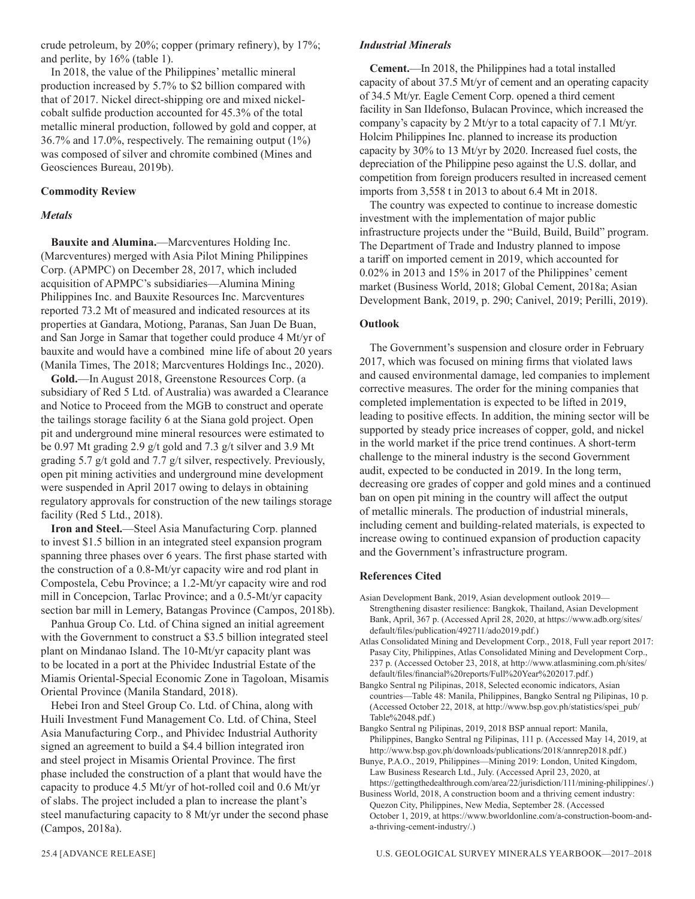crude petroleum, by 20%; copper (primary refinery), by 17%; and perlite, by 16% (table 1).

In 2018, the value of the Philippines' metallic mineral production increased by 5.7% to $2 billion compared with that of 2017. Nickel direct-shipping ore and mixed nickel-cobalt sulfide production accounted for 45.3% of the total metallic mineral production, followed by gold and copper, at 36.7% and 17.0%, respectively. The remaining output (1%) was composed of silver and chromite combined (Mines and Geosciences Bureau, 2019b).

## Commodity Review

### *Metals*

**Bauxite and Alumina.**—Marcventures Holding Inc. (Marcventures) merged with Asia Pilot Mining Philippines Corp. (APMPC) on December 28, 2017, which included acquisition of APMPC's subsidiaries—Alumina Mining Philippines Inc. and Bauxite Resources Inc. Marcventures reported 73.2 Mt of measured and indicated resources at its properties at Gandara, Motiong, Paranas, San Juan De Buan, and San Jorge in Samar that together could produce 4 Mt/yr of bauxite and would have a combined mine life of about 20 years (Manila Times, The 2018; Marcventures Holdings Inc., 2020).

**Gold.**—In August 2018, Greenstone Resources Corp. (a subsidiary of Red 5 Ltd. of Australia) was awarded a Clearance and Notice to Proceed from the MGB to construct and operate the tailings storage facility 6 at the Siana gold project. Open pit and underground mine mineral resources were estimated to be 0.97 Mt grading 2.9 g/t gold and 7.3 g/t silver and 3.9 Mt grading 5.7 g/t gold and 7.7 g/t silver, respectively. Previously, open pit mining activities and underground mine development were suspended in April 2017 owing to delays in obtaining regulatory approvals for construction of the new tailings storage facility (Red 5 Ltd., 2018).

**Iron and Steel.**—Steel Asia Manufacturing Corp. planned to invest $1.5 billion in an integrated steel expansion program spanning three phases over 6 years. The first phase started with the construction of a 0.8-Mt/yr capacity wire and rod plant in Compostela, Cebu Province; a 1.2-Mt/yr capacity wire and rod mill in Concepcion, Tarlac Province; and a 0.5-Mt/yr capacity section bar mill in Lemery, Batangas Province (Campos, 2018b).

Panhua Group Co. Ltd. of China signed an initial agreement with the Government to construct a $3.5 billion integrated steel plant on Mindanao Island. The 10-Mt/yr capacity plant was to be located in a port at the Phividec Industrial Estate of the Miamis Oriental-Special Economic Zone in Tagoloan, Misamis Oriental Province (Manila Standard, 2018).

Hebei Iron and Steel Group Co. Ltd. of China, along with Huili Investment Fund Management Co. Ltd. of China, Steel Asia Manufacturing Corp., and Phividec Industrial Authority signed an agreement to build a $4.4 billion integrated iron and steel project in Misamis Oriental Province. The first phase included the construction of a plant that would have the capacity to produce 4.5 Mt/yr of hot-rolled coil and 0.6 Mt/yr of slabs. The project included a plan to increase the plant's steel manufacturing capacity to 8 Mt/yr under the second phase (Campos, 2018a).

### *Industrial Minerals*

**Cement.**—In 2018, the Philippines had a total installed capacity of about 37.5 Mt/yr of cement and an operating capacity of 34.5 Mt/yr. Eagle Cement Corp. opened a third cement facility in San Ildefonso, Bulacan Province, which increased the company's capacity by 2 Mt/yr to a total capacity of 7.1 Mt/yr. Holcim Philippines Inc. planned to increase its production capacity by 30% to 13 Mt/yr by 2020. Increased fuel costs, the depreciation of the Philippine peso against the U.S. dollar, and competition from foreign producers resulted in increased cement imports from 3,558 t in 2013 to about 6.4 Mt in 2018.

The country was expected to continue to increase domestic investment with the implementation of major public infrastructure projects under the "Build, Build, Build" program. The Department of Trade and Industry planned to impose a tariff on imported cement in 2019, which accounted for 0.02% in 2013 and 15% in 2017 of the Philippines' cement market (Business World, 2018; Global Cement, 2018a; Asian Development Bank, 2019, p. 290; Canivel, 2019; Perilli, 2019).

## Outlook

The Government's suspension and closure order in February 2017, which was focused on mining firms that violated laws and caused environmental damage, led companies to implement corrective measures. The order for the mining companies that completed implementation is expected to be lifted in 2019, leading to positive effects. In addition, the mining sector will be supported by steady price increases of copper, gold, and nickel in the world market if the price trend continues. A short-term challenge to the mineral industry is the second Government audit, expected to be conducted in 2019. In the long term, decreasing ore grades of copper and gold mines and a continued ban on open pit mining in the country will affect the output of metallic minerals. The production of industrial minerals, including cement and building-related materials, is expected to increase owing to continued expansion of production capacity and the Government's infrastructure program.

## References Cited

Asian Development Bank, 2019, Asian development outlook 2019—Strengthening disaster resilience: Bangkok, Thailand, Asian Development Bank, April, 367 p. (Accessed April 28, 2020, at https://www.adb.org/sites/default/files/publication/492711/ado2019.pdf.)

Atlas Consolidated Mining and Development Corp., 2018, Full year report 2017: Pasay City, Philippines, Atlas Consolidated Mining and Development Corp., 237 p. (Accessed October 23, 2018, at http://www.atlasmining.com.ph/sites/default/files/financial%20reports/Full%20Year%202017.pdf.)

Bangko Sentral ng Pilipinas, 2018, Selected economic indicators, Asian countries—Table 48: Manila, Philippines, Bangko Sentral ng Pilipinas, 10 p. (Accessed October 22, 2018, at http://www.bsp.gov.ph/statistics/spei_pub/Table%2048.pdf.)

Bangko Sentral ng Pilipinas, 2019, 2018 BSP annual report: Manila, Philippines, Bangko Sentral ng Pilipinas, 111 p. (Accessed May 14, 2019, at http://www.bsp.gov.ph/downloads/publications/2018/annrep2018.pdf.)

Bunye, P.A.O., 2019, Philippines—Mining 2019: London, United Kingdom, Law Business Research Ltd., July. (Accessed April 23, 2020, at https://gettingthedealthrough.com/area/22/jurisdiction/111/mining-philippines/.)

Business World, 2018, A construction boom and a thriving cement industry: Quezon City, Philippines, New Media, September 28. (Accessed October 1, 2019, at https://www.bworldonline.com/a-construction-boom-and-a-thriving-cement-industry/.)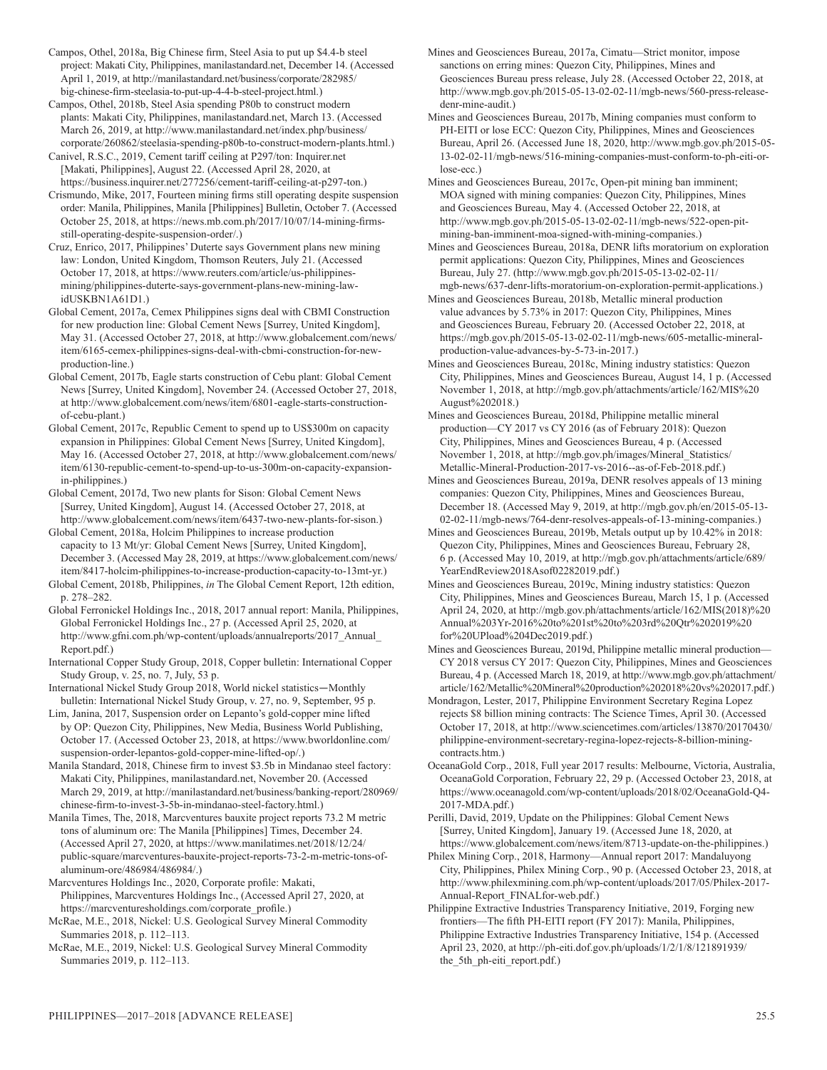Campos, Othel, 2018a, Big Chinese firm, Steel Asia to put up $4.4-b steel project: Makati City, Philippines, manilastandard.net, December 14. (Accessed April 1, 2019, at http://manilastandard.net/business/corporate/282985/big-chinese-firm-steelasia-to-put-up-4-4-b-steel-project.html.)

Campos, Othel, 2018b, Steel Asia spending P80b to construct modern plants: Makati City, Philippines, manilastandard.net, March 13. (Accessed March 26, 2019, at http://www.manilastandard.net/index.php/business/corporate/260862/steelasia-spending-p80b-to-construct-modern-plants.html.)

Canivel, R.S.C., 2019, Cement tariff ceiling at P297/ton: Inquirer.net [Makati, Philippines], August 22. (Accessed April 28, 2020, at https://business.inquirer.net/277256/cement-tariff-ceiling-at-p297-ton.)

Crismundo, Mike, 2017, Fourteen mining firms still operating despite suspension order: Manila, Philippines, Manila [Philippines] Bulletin, October 7. (Accessed October 25, 2018, at https://news.mb.com.ph/2017/10/07/14-mining-firms-still-operating-despite-suspension-order/.)

Cruz, Enrico, 2017, Philippines' Duterte says Government plans new mining law: London, United Kingdom, Thomson Reuters, July 21. (Accessed October 17, 2018, at https://www.reuters.com/article/us-philippines-mining/philippines-duterte-says-government-plans-new-mining-law-idUSKBN1A61D1.)

Global Cement, 2017a, Cemex Philippines signs deal with CBMI Construction for new production line: Global Cement News [Surrey, United Kingdom], May 31. (Accessed October 27, 2018, at http://www.globalcement.com/news/item/6165-cemex-philippines-signs-deal-with-cbmi-construction-for-new-production-line.)

Global Cement, 2017b, Eagle starts construction of Cebu plant: Global Cement News [Surrey, United Kingdom], November 24. (Accessed October 27, 2018, at http://www.globalcement.com/news/item/6801-eagle-starts-construction-of-cebu-plant.)

Global Cement, 2017c, Republic Cement to spend up to US$300m on capacity expansion in Philippines: Global Cement News [Surrey, United Kingdom], May 16. (Accessed October 27, 2018, at http://www.globalcement.com/news/item/6130-republic-cement-to-spend-up-to-us-300m-on-capacity-expansion-in-philippines.)

Global Cement, 2017d, Two new plants for Sison: Global Cement News [Surrey, United Kingdom], August 14. (Accessed October 27, 2018, at http://www.globalcement.com/news/item/6437-two-new-plants-for-sison.)

Global Cement, 2018a, Holcim Philippines to increase production capacity to 13 Mt/yr: Global Cement News [Surrey, United Kingdom], December 3. (Accessed May 28, 2019, at https://www.globalcement.com/news/item/8417-holcim-philippines-to-increase-production-capacity-to-13mt-yr.)

Global Cement, 2018b, Philippines, *in* The Global Cement Report, 12th edition, p. 278–282.

Global Ferronickel Holdings Inc., 2018, 2017 annual report: Manila, Philippines, Global Ferronickel Holdings Inc., 27 p. (Accessed April 25, 2020, at http://www.gfni.com.ph/wp-content/uploads/annualreports/2017_Annual_Report.pdf.)

International Copper Study Group, 2018, Copper bulletin: International Copper Study Group, v. 25, no. 7, July, 53 p.

International Nickel Study Group 2018, World nickel statistics—Monthly bulletin: International Nickel Study Group, v. 27, no. 9, September, 95 p.

Lim, Janina, 2017, Suspension order on Lepanto's gold-copper mine lifted by OP: Quezon City, Philippines, New Media, Business World Publishing, October 17. (Accessed October 23, 2018, at https://www.bworldonline.com/suspension-order-lepantos-gold-copper-mine-lifted-op/.)

Manila Standard, 2018, Chinese firm to invest $3.5b in Mindanao steel factory: Makati City, Philippines, manilastandard.net, November 20. (Accessed March 29, 2019, at http://manilastandard.net/business/banking-report/280969/chinese-firm-to-invest-3-5b-in-mindanao-steel-factory.html.)

Manila Times, The, 2018, Marcventures bauxite project reports 73.2 M metric tons of aluminum ore: The Manila [Philippines] Times, December 24. (Accessed April 27, 2020, at https://www.manilatimes.net/2018/12/24/public-square/marcventures-bauxite-project-reports-73-2-m-metric-tons-of-aluminum-ore/486984/486984/.)

Marcventures Holdings Inc., 2020, Corporate profile: Makati, Philippines, Marcventures Holdings Inc., (Accessed April 27, 2020, at https://marcventuresholdings.com/corporate_profile.)

McRae, M.E., 2018, Nickel: U.S. Geological Survey Mineral Commodity Summaries 2018, p. 112–113.

McRae, M.E., 2019, Nickel: U.S. Geological Survey Mineral Commodity Summaries 2019, p. 112–113.

Mines and Geosciences Bureau, 2017a, Cimatu—Strict monitor, impose sanctions on erring mines: Quezon City, Philippines, Mines and Geosciences Bureau press release, July 28. (Accessed October 22, 2018, at http://www.mgb.gov.ph/2015-05-13-02-02-11/mgb-news/560-press-release-denr-mine-audit.)

Mines and Geosciences Bureau, 2017b, Mining companies must conform to PH-EITI or lose ECC: Quezon City, Philippines, Mines and Geosciences Bureau, April 26. (Accessed June 18, 2020, http://www.mgb.gov.ph/2015-05-13-02-02-11/mgb-news/516-mining-companies-must-conform-to-ph-eiti-or-lose-ecc.)

Mines and Geosciences Bureau, 2017c, Open-pit mining ban imminent; MOA signed with mining companies: Quezon City, Philippines, Mines and Geosciences Bureau, May 4. (Accessed October 22, 2018, at http://www.mgb.gov.ph/2015-05-13-02-02-11/mgb-news/522-open-pit-mining-ban-imminent-moa-signed-with-mining-companies.)

Mines and Geosciences Bureau, 2018a, DENR lifts moratorium on exploration permit applications: Quezon City, Philippines, Mines and Geosciences Bureau, July 27. (http://www.mgb.gov.ph/2015-05-13-02-02-11/mgb-news/637-denr-lifts-moratorium-on-exploration-permit-applications.)

Mines and Geosciences Bureau, 2018b, Metallic mineral production value advances by 5.73% in 2017: Quezon City, Philippines, Mines and Geosciences Bureau, February 20. (Accessed October 22, 2018, at https://mgb.gov.ph/2015-05-13-02-02-11/mgb-news/605-metallic-mineral-production-value-advances-by-5-73-in-2017.)

Mines and Geosciences Bureau, 2018c, Mining industry statistics: Quezon City, Philippines, Mines and Geosciences Bureau, August 14, 1 p. (Accessed November 1, 2018, at http://mgb.gov.ph/attachments/article/162/MIS%20August%202018.)

Mines and Geosciences Bureau, 2018d, Philippine metallic mineral production—CY 2017 vs CY 2016 (as of February 2018): Quezon City, Philippines, Mines and Geosciences Bureau, 4 p. (Accessed November 1, 2018, at http://mgb.gov.ph/images/Mineral_Statistics/Metallic-Mineral-Production-2017-vs-2016--as-of-Feb-2018.pdf.)

Mines and Geosciences Bureau, 2019a, DENR resolves appeals of 13 mining companies: Quezon City, Philippines, Mines and Geosciences Bureau, December 18. (Accessed May 9, 2019, at http://mgb.gov.ph/en/2015-05-13-02-02-11/mgb-news/764-denr-resolves-appeals-of-13-mining-companies.)

Mines and Geosciences Bureau, 2019b, Metals output up by 10.42% in 2018: Quezon City, Philippines, Mines and Geosciences Bureau, February 28, 6 p. (Accessed May 10, 2019, at http://mgb.gov.ph/attachments/article/689/YearEndReview2018Asof02282019.pdf.)

Mines and Geosciences Bureau, 2019c, Mining industry statistics: Quezon City, Philippines, Mines and Geosciences Bureau, March 15, 1 p. (Accessed April 24, 2020, at http://mgb.gov.ph/attachments/article/162/MIS(2018)%20Annual%203Yr-2016%20to%201st%20to%203rd%20Qtr%202019%20for%20UPload%204Dec2019.pdf.)

Mines and Geosciences Bureau, 2019d, Philippine metallic mineral production—CY 2018 versus CY 2017: Quezon City, Philippines, Mines and Geosciences Bureau, 4 p. (Accessed March 18, 2019, at http://www.mgb.gov.ph/attachment/article/162/Metallic%20Mineral%20production%202018%20vs%202017.pdf.)

Mondragon, Lester, 2017, Philippine Environment Secretary Regina Lopez rejects $8 billion mining contracts: The Science Times, April 30. (Accessed October 17, 2018, at http://www.sciencetimes.com/articles/13870/20170430/philippine-environment-secretary-regina-lopez-rejects-8-billion-mining-contracts.htm.)

OceanaGold Corp., 2018, Full year 2017 results: Melbourne, Victoria, Australia, OceanaGold Corporation, February 22, 29 p. (Accessed October 23, 2018, at https://www.oceanagold.com/wp-content/uploads/2018/02/OceanaGold-Q4-2017-MDA.pdf.)

Perilli, David, 2019, Update on the Philippines: Global Cement News [Surrey, United Kingdom], January 19. (Accessed June 18, 2020, at https://www.globalcement.com/news/item/8713-update-on-the-philippines.)

Philex Mining Corp., 2018, Harmony—Annual report 2017: Mandaluyong City, Philippines, Philex Mining Corp., 90 p. (Accessed October 23, 2018, at http://www.philexmining.com.ph/wp-content/uploads/2017/05/Philex-2017-Annual-Report_FINALfor-web.pdf.)

Philippine Extractive Industries Transparency Initiative, 2019, Forging new frontiers—The fifth PH-EITI report (FY 2017): Manila, Philippines, Philippine Extractive Industries Transparency Initiative, 154 p. (Accessed April 23, 2020, at http://ph-eiti.dof.gov.ph/uploads/1/2/1/8/121891939/the_5th_ph-eiti_report.pdf.)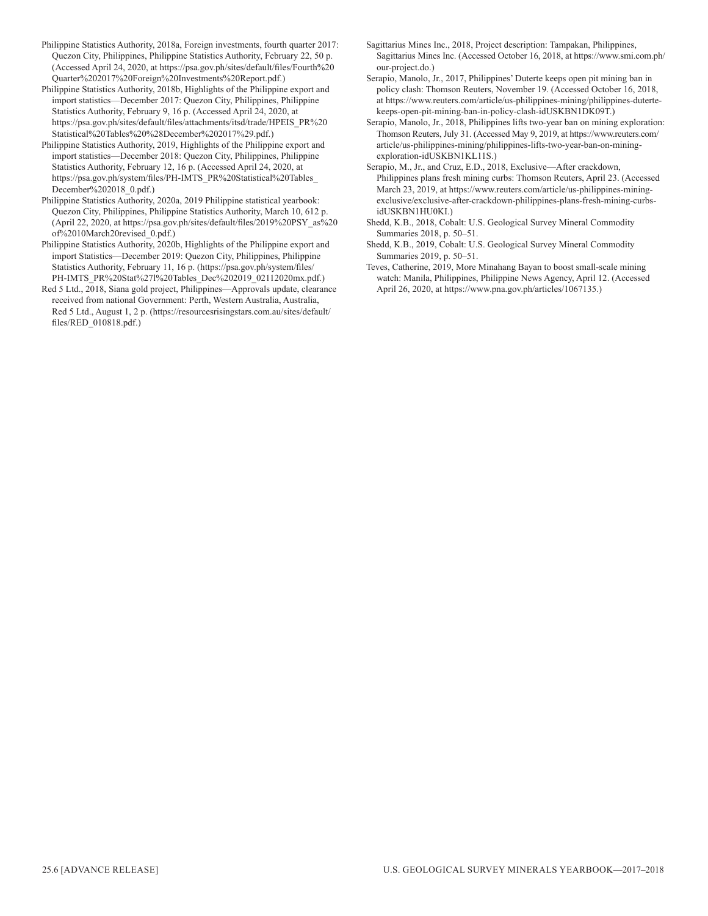Philippine Statistics Authority, 2018a, Foreign investments, fourth quarter 2017: Quezon City, Philippines, Philippine Statistics Authority, February 22, 50 p. (Accessed April 24, 2020, at https://psa.gov.ph/sites/default/files/Fourth%20Quarter%202017%20Foreign%20Investments%20Report.pdf.)

Philippine Statistics Authority, 2018b, Highlights of the Philippine export and import statistics—December 2017: Quezon City, Philippines, Philippine Statistics Authority, February 9, 16 p. (Accessed April 24, 2020, at https://psa.gov.ph/sites/default/files/attachments/itsd/trade/HPEIS_PR%20Statistical%20Tables%20%28December%202017%29.pdf.)

Philippine Statistics Authority, 2019, Highlights of the Philippine export and import statistics—December 2018: Quezon City, Philippines, Philippine Statistics Authority, February 12, 16 p. (Accessed April 24, 2020, at https://psa.gov.ph/system/files/PH-IMTS_PR%20Statistical%20Tables_December%202018_0.pdf.)

Philippine Statistics Authority, 2020a, 2019 Philippine statistical yearbook: Quezon City, Philippines, Philippine Statistics Authority, March 10, 612 p. (April 22, 2020, at https://psa.gov.ph/sites/default/files/2019%20PSY_as%20of%2010March20revised_0.pdf.)

Philippine Statistics Authority, 2020b, Highlights of the Philippine export and import Statistics—December 2019: Quezon City, Philippines, Philippine Statistics Authority, February 11, 16 p. (https://psa.gov.ph/system/files/PH-IMTS_PR%20Stat%27l%20Tables_Dec%202019_02112020mx.pdf.)

Red 5 Ltd., 2018, Siana gold project, Philippines—Approvals update, clearance received from national Government: Perth, Western Australia, Australia, Red 5 Ltd., August 1, 2 p. (https://resourcesrisingstars.com.au/sites/default/files/RED_010818.pdf.)

Sagittarius Mines Inc., 2018, Project description: Tampakan, Philippines, Sagittarius Mines Inc. (Accessed October 16, 2018, at https://www.smi.com.ph/our-project.do.)

Serapio, Manolo, Jr., 2017, Philippines' Duterte keeps open pit mining ban in policy clash: Thomson Reuters, November 19. (Accessed October 16, 2018, at https://www.reuters.com/article/us-philippines-mining/philippines-duterte-keeps-open-pit-mining-ban-in-policy-clash-idUSKBN1DK09T.)

Serapio, Manolo, Jr., 2018, Philippines lifts two-year ban on mining exploration: Thomson Reuters, July 31. (Accessed May 9, 2019, at https://www.reuters.com/article/us-philippines-mining/philippines-lifts-two-year-ban-on-mining-exploration-idUSKBN1KL11S.)

Serapio, M., Jr., and Cruz, E.D., 2018, Exclusive—After crackdown, Philippines plans fresh mining curbs: Thomson Reuters, April 23. (Accessed March 23, 2019, at https://www.reuters.com/article/us-philippines-mining-exclusive/exclusive-after-crackdown-philippines-plans-fresh-mining-curbs-idUSKBN1HU0KI.)

Shedd, K.B., 2018, Cobalt: U.S. Geological Survey Mineral Commodity Summaries 2018, p. 50–51.

Shedd, K.B., 2019, Cobalt: U.S. Geological Survey Mineral Commodity Summaries 2019, p. 50–51.

Teves, Catherine, 2019, More Minahang Bayan to boost small-scale mining watch: Manila, Philippines, Philippine News Agency, April 12. (Accessed April 26, 2020, at https://www.pna.gov.ph/articles/1067135.)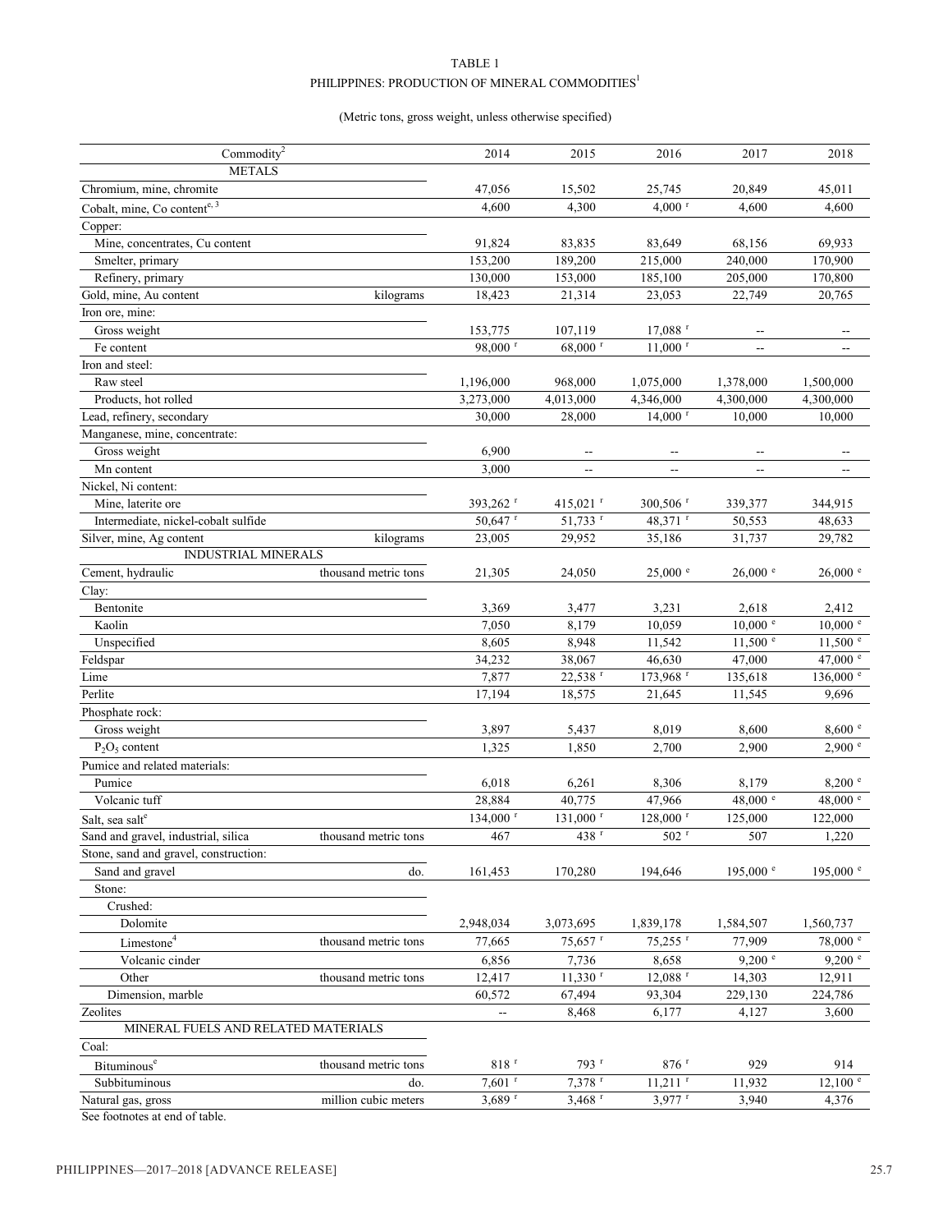TABLE 1

PHILIPPINES: PRODUCTION OF MINERAL COMMODITIES[1]

(Metric tons, gross weight, unless otherwise specified)

| Commodity[2] | | 2014 | 2015 | 2016 | 2017 | 2018 |
|---|---|---|---|---|---|---|
| METALS | | | | | | |
| Chromium, mine, chromite | | 47,056 | 15,502 | 25,745 | 20,849 | 45,011 |
| Cobalt, mine, Co content[e, 3] | | 4,600 | 4,300 | 4,000 [r] | 4,600 | 4,600 |
| Copper: | | | | | | |
| Mine, concentrates, Cu content | | 91,824 | 83,835 | 83,649 | 68,156 | 69,933 |
| Smelter, primary | | 153,200 | 189,200 | 215,000 | 240,000 | 170,900 |
| Refinery, primary | | 130,000 | 153,000 | 185,100 | 205,000 | 170,800 |
| Gold, mine, Au content | kilograms | 18,423 | 21,314 | 23,053 | 22,749 | 20,765 |
| Iron ore, mine: | | | | | | |
| Gross weight | | 153,775 | 107,119 | 17,088 [r] | -- | -- |
| Fe content | | 98,000 [r] | 68,000 [r] | 11,000 [r] | -- | -- |
| Iron and steel: | | | | | | |
| Raw steel | | 1,196,000 | 968,000 | 1,075,000 | 1,378,000 | 1,500,000 |
| Products, hot rolled | | 3,273,000 | 4,013,000 | 4,346,000 | 4,300,000 | 4,300,000 |
| Lead, refinery, secondary | | 30,000 | 28,000 | 14,000 [r] | 10,000 | 10,000 |
| Manganese, mine, concentrate: | | | | | | |
| Gross weight | | 6,900 | -- | -- | -- | -- |
| Mn content | | 3,000 | -- | -- | -- | -- |
| Nickel, Ni content: | | | | | | |
| Mine, laterite ore | | 393,262 [r] | 415,021 [r] | 300,506 [r] | 339,377 | 344,915 |
| Intermediate, nickel-cobalt sulfide | | 50,647 [r] | 51,733 [r] | 48,371 [r] | 50,553 | 48,633 |
| Silver, mine, Ag content | kilograms | 23,005 | 29,952 | 35,186 | 31,737 | 29,782 |
| INDUSTRIAL MINERALS | | | | | | |
| Cement, hydraulic | thousand metric tons | 21,305 | 24,050 | 25,000 [e] | 26,000 [e] | 26,000 [e] |
| Clay: | | | | | | |
| Bentonite | | 3,369 | 3,477 | 3,231 | 2,618 | 2,412 |
| Kaolin | | 7,050 | 8,179 | 10,059 | 10,000 [e] | 10,000 [e] |
| Unspecified | | 8,605 | 8,948 | 11,542 | 11,500 [e] | 11,500 [e] |
| Feldspar | | 34,232 | 38,067 | 46,630 | 47,000 | 47,000 [e] |
| Lime | | 7,877 | 22,538 [r] | 173,968 [r] | 135,618 | 136,000 [e] |
| Perlite | | 17,194 | 18,575 | 21,645 | 11,545 | 9,696 |
| Phosphate rock: | | | | | | |
| Gross weight | | 3,897 | 5,437 | 8,019 | 8,600 | 8,600 [e] |
| $P_2O_5$ content | | 1,325 | 1,850 | 2,700 | 2,900 | 2,900 [e] |
| Pumice and related materials: | | | | | | |
| Pumice | | 6,018 | 6,261 | 8,306 | 8,179 | 8,200 [e] |
| Volcanic tuff | | 28,884 | 40,775 | 47,966 | 48,000 [e] | 48,000 [e] |
| Salt, sea salt[e] | | 134,000 [r] | 131,000 [r] | 128,000 [r] | 125,000 | 122,000 |
| Sand and gravel, industrial, silica | thousand metric tons | 467 | 438 [r] | 502 [r] | 507 | 1,220 |
| Stone, sand and gravel, construction: | | | | | | |
| Sand and gravel | do. | 161,453 | 170,280 | 194,646 | 195,000 [e] | 195,000 [e] |
| Stone: | | | | | | |
| Crushed: | | | | | | |
| Dolomite | | 2,948,034 | 3,073,695 | 1,839,178 | 1,584,507 | 1,560,737 |
| Limestone[4] | thousand metric tons | 77,665 | 75,657 [r] | 75,255 [r] | 77,909 | 78,000 [e] |
| Volcanic cinder | | 6,856 | 7,736 | 8,658 | 9,200 [e] | 9,200 [e] |
| Other | thousand metric tons | 12,417 | 11,330 [r] | 12,088 [r] | 14,303 | 12,911 |
| Dimension, marble | | 60,572 | 67,494 | 93,304 | 229,130 | 224,786 |
| Zeolites | | -- | 8,468 | 6,177 | 4,127 | 3,600 |
| MINERAL FUELS AND RELATED MATERIALS | | | | | | |
| Coal: | | | | | | |
| Bituminous[e] | thousand metric tons | 818 [r] | 793 [r] | 876 [r] | 929 | 914 |
| Subbituminous | do. | 7,601 [r] | 7,378 [r] | 11,211 [r] | 11,932 | 12,100 [e] |
| Natural gas, gross | million cubic meters | 3,689 [r] | 3,468 [r] | 3,977 [r] | 3,940 | 4,376 |

See footnotes at end of table.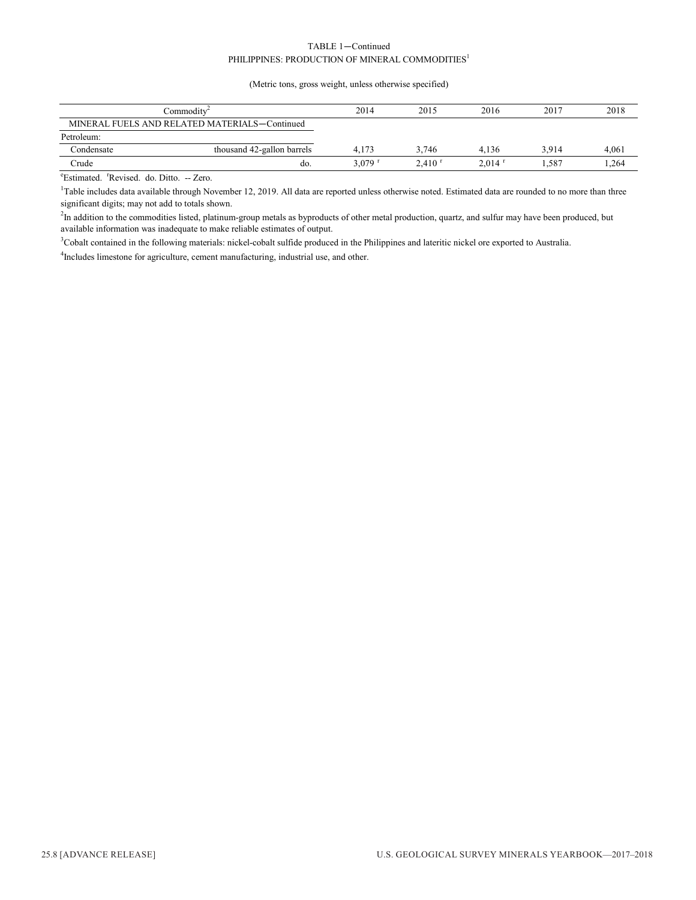TABLE 1—Continued
PHILIPPINES: PRODUCTION OF MINERAL COMMODITIES[1]

(Metric tons, gross weight, unless otherwise specified)

| Commodity[2] | | 2014 | 2015 | 2016 | 2017 | 2018 |
|---|---|---|---|---|---|---|
| MINERAL FUELS AND RELATED MATERIALS—Continued | | | | | | |
| Petroleum: | | | | | | |
| Condensate | thousand 42-gallon barrels | 4,173 | 3,746 | 4,136 | 3,914 | 4,061 |
| Crude | do. | 3,079 r | 2,410 r | 2,014 r | 1,587 | 1,264 |

e Estimated. r Revised. do. Ditto. -- Zero.

[1] Table includes data available through November 12, 2019. All data are reported unless otherwise noted. Estimated data are rounded to no more than three significant digits; may not add to totals shown.

[2] In addition to the commodities listed, platinum-group metals as byproducts of other metal production, quartz, and sulfur may have been produced, but available information was inadequate to make reliable estimates of output.

[3] Cobalt contained in the following materials: nickel-cobalt sulfide produced in the Philippines and lateritic nickel ore exported to Australia.

[4] Includes limestone for agriculture, cement manufacturing, industrial use, and other.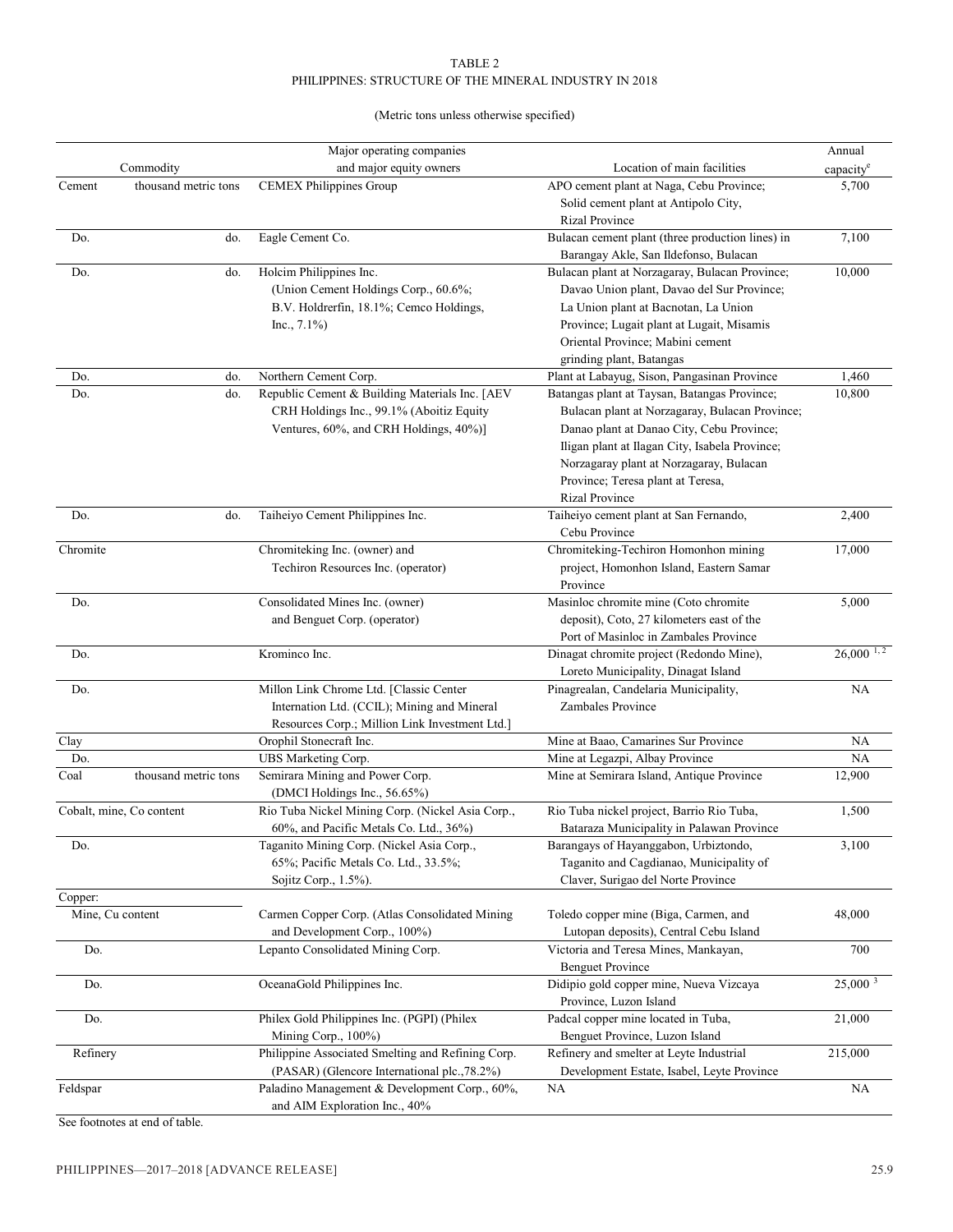TABLE 2
PHILIPPINES: STRUCTURE OF THE MINERAL INDUSTRY IN 2018

(Metric tons unless otherwise specified)

| Commodity | | Major operating companies and major equity owners | Location of main facilities | Annual capacity[e] |
|---|---|---|---|---|
| Cement | thousand metric tons | CEMEX Philippines Group | APO cement plant at Naga, Cebu Province; Solid cement plant at Antipolo City, Rizal Province | 5,700 |
| Do. | do. | Eagle Cement Co. | Bulacan cement plant (three production lines) in Barangay Akle, San Ildefonso, Bulacan | 7,100 |
| Do. | do. | Holcim Philippines Inc. (Union Cement Holdings Corp., 60.6%; B.V. Holdrerfin, 18.1%; Cemco Holdings, Inc., 7.1%) | Bulacan plant at Norzagaray, Bulacan Province; Davao Union plant, Davao del Sur Province; La Union plant at Bacnotan, La Union Province; Lugait plant at Lugait, Misamis Oriental Province; Mabini cement grinding plant, Batangas | 10,000 |
| Do. | do. | Northern Cement Corp. | Plant at Labayug, Sison, Pangasinan Province | 1,460 |
| Do. | do. | Republic Cement & Building Materials Inc. [AEV CRH Holdings Inc., 99.1% (Aboitiz Equity Ventures, 60%, and CRH Holdings, 40%)] | Batangas plant at Taysan, Batangas Province; Bulacan plant at Norzagaray, Bulacan Province; Danao plant at Danao City, Cebu Province; Iligan plant at Ilagan City, Isabela Province; Norzagaray plant at Norzagaray, Bulacan Province; Teresa plant at Teresa, Rizal Province | 10,800 |
| Do. | do. | Taiheiyo Cement Philippines Inc. | Taiheiyo cement plant at San Fernando, Cebu Province | 2,400 |
| Chromite | | Chromiteking Inc. (owner) and Techiron Resources Inc. (operator) | Chromiteking-Techiron Homonhon mining project, Homonhon Island, Eastern Samar Province | 17,000 |
| Do. | | Consolidated Mines Inc. (owner) and Benguet Corp. (operator) | Masinloc chromite mine (Coto chromite deposit), Coto, 27 kilometers east of the Port of Masinloc in Zambales Province | 5,000 |
| Do. | | Krominco Inc. | Dinagat chromite project (Redondo Mine), Loreto Municipality, Dinagat Island | 26,000 [1, 2] |
| Do. | | Millon Link Chrome Ltd. [Classic Center Internation Ltd. (CCIL); Mining and Mineral Resources Corp.; Million Link Investment Ltd.] | Pinagrealan, Candelaria Municipality, Zambales Province | NA |
| Clay | | Orophil Stonecraft Inc. | Mine at Baao, Camarines Sur Province | NA |
| Do. | | UBS Marketing Corp. | Mine at Legazpi, Albay Province | NA |
| Coal | thousand metric tons | Semirara Mining and Power Corp. (DMCI Holdings Inc., 56.65%) | Mine at Semirara Island, Antique Province | 12,900 |
| Cobalt, mine, Co content | | Rio Tuba Nickel Mining Corp. (Nickel Asia Corp., 60%, and Pacific Metals Co. Ltd., 36%) | Rio Tuba nickel project, Barrio Rio Tuba, Bataraza Municipality in Palawan Province | 1,500 |
| Do. | | Taganito Mining Corp. (Nickel Asia Corp., 65%; Pacific Metals Co. Ltd., 33.5%; Sojitz Corp., 1.5%). | Barangays of Hayanggabon, Urbiztondo, Taganito and Cagdianao, Municipality of Claver, Surigao del Norte Province | 3,100 |
| Copper: | | | | |
| Mine, Cu content | | Carmen Copper Corp. (Atlas Consolidated Mining and Development Corp., 100%) | Toledo copper mine (Biga, Carmen, and Lutopan deposits), Central Cebu Island | 48,000 |
| Do. | | Lepanto Consolidated Mining Corp. | Victoria and Teresa Mines, Mankayan, Benguet Province | 700 |
| Do. | | OceanaGold Philippines Inc. | Didipio gold copper mine, Nueva Vizcaya Province, Luzon Island | 25,000 [3] |
| Do. | | Philex Gold Philippines Inc. (PGPI) (Philex Mining Corp., 100%) | Padcal copper mine located in Tuba, Benguet Province, Luzon Island | 21,000 |
| Refinery | | Philippine Associated Smelting and Refining Corp. (PASAR) (Glencore International plc.,78.2%) | Refinery and smelter at Leyte Industrial Development Estate, Isabel, Leyte Province | 215,000 |
| Feldspar | | Paladino Management & Development Corp., 60%, and AIM Exploration Inc., 40% | NA | NA |

See footnotes at end of table.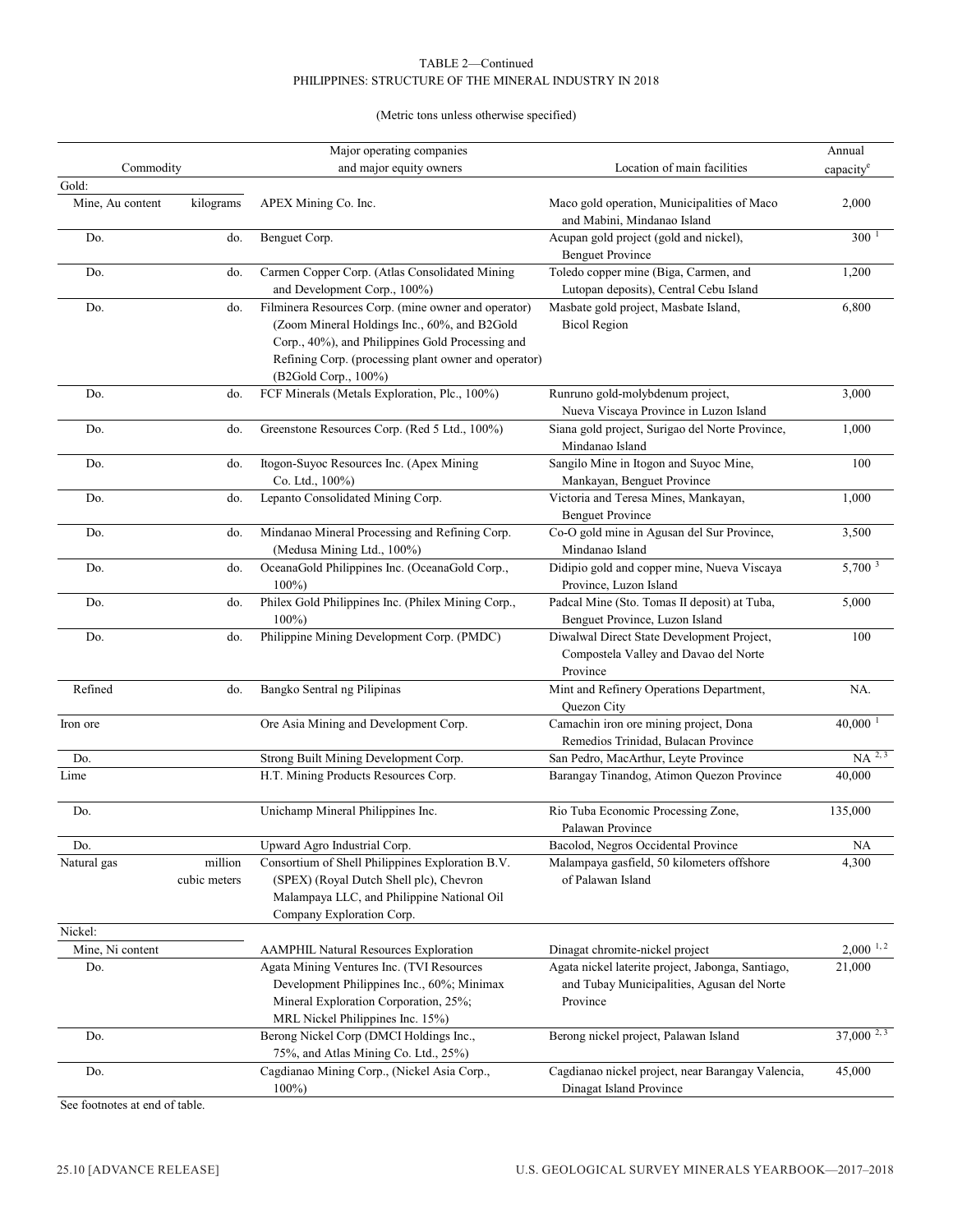TABLE 2—Continued
PHILIPPINES: STRUCTURE OF THE MINERAL INDUSTRY IN 2018

(Metric tons unless otherwise specified)

| Commodity | | Major operating companies and major equity owners | Location of main facilities | Annual capacity[e] |
|---|---|---|---|---|
| Gold: | | | | |
| Mine, Au content | kilograms | APEX Mining Co. Inc. | Maco gold operation, Municipalities of Maco and Mabini, Mindanao Island | 2,000 |
| Do. | do. | Benguet Corp. | Acupan gold project (gold and nickel), Benguet Province | 300 [1] |
| Do. | do. | Carmen Copper Corp. (Atlas Consolidated Mining and Development Corp., 100%) | Toledo copper mine (Biga, Carmen, and Lutopan deposits), Central Cebu Island | 1,200 |
| Do. | do. | Filminera Resources Corp. (mine owner and operator) (Zoom Mineral Holdings Inc., 60%, and B2Gold Corp., 40%), and Philippines Gold Processing and Refining Corp. (processing plant owner and operator) (B2Gold Corp., 100%) | Masbate gold project, Masbate Island, Bicol Region | 6,800 |
| Do. | do. | FCF Minerals (Metals Exploration, Plc., 100%) | Runruno gold-molybdenum project, Nueva Viscaya Province in Luzon Island | 3,000 |
| Do. | do. | Greenstone Resources Corp. (Red 5 Ltd., 100%) | Siana gold project, Surigao del Norte Province, Mindanao Island | 1,000 |
| Do. | do. | Itogon-Suyoc Resources Inc. (Apex Mining Co. Ltd., 100%) | Sangilo Mine in Itogon and Suyoc Mine, Mankayan, Benguet Province | 100 |
| Do. | do. | Lepanto Consolidated Mining Corp. | Victoria and Teresa Mines, Mankayan, Benguet Province | 1,000 |
| Do. | do. | Mindanao Mineral Processing and Refining Corp. (Medusa Mining Ltd., 100%) | Co-O gold mine in Agusan del Sur Province, Mindanao Island | 3,500 |
| Do. | do. | OceanaGold Philippines Inc. (OceanaGold Corp., 100%) | Didipio gold and copper mine, Nueva Viscaya Province, Luzon Island | 5,700 [3] |
| Do. | do. | Philex Gold Philippines Inc. (Philex Mining Corp., 100%) | Padcal Mine (Sto. Tomas II deposit) at Tuba, Benguet Province, Luzon Island | 5,000 |
| Do. | do. | Philippine Mining Development Corp. (PMDC) | Diwalwal Direct State Development Project, Compostela Valley and Davao del Norte Province | 100 |
| Refined | do. | Bangko Sentral ng Pilipinas | Mint and Refinery Operations Department, Quezon City | NA. |
| Iron ore | | Ore Asia Mining and Development Corp. | Camachin iron ore mining project, Dona Remedios Trinidad, Bulacan Province | 40,000 [1] |
| Do. | | Strong Built Mining Development Corp. | San Pedro, MacArthur, Leyte Province | NA [2,3] |
| Lime | | H.T. Mining Products Resources Corp. | Barangay Tinandog, Atimon Quezon Province | 40,000 |
| Do. | | Unichamp Mineral Philippines Inc. | Rio Tuba Economic Processing Zone, Palawan Province | 135,000 |
| Do. | | Upward Agro Industrial Corp. | Bacolod, Negros Occidental Province | NA |
| Natural gas | million cubic meters | Consortium of Shell Philippines Exploration B.V. (SPEX) (Royal Dutch Shell plc), Chevron Malampaya LLC, and Philippine National Oil Company Exploration Corp. | Malampaya gasfield, 50 kilometers offshore of Palawan Island | 4,300 |
| Nickel: | | | | |
| Mine, Ni content | | AAMPHIL Natural Resources Exploration | Dinagat chromite-nickel project | 2,000 [1,2] |
| Do. | | Agata Mining Ventures Inc. (TVI Resources Development Philippines Inc., 60%; Minimax Mineral Exploration Corporation, 25%; MRL Nickel Philippines Inc. 15%) | Agata nickel laterite project, Jabonga, Santiago, and Tubay Municipalities, Agusan del Norte Province | 21,000 |
| Do. | | Berong Nickel Corp (DMCI Holdings Inc., 75%, and Atlas Mining Co. Ltd., 25%) | Berong nickel project, Palawan Island | 37,000 [2,3] |
| Do. | | Cagdianao Mining Corp., (Nickel Asia Corp., 100%) | Cagdianao nickel project, near Barangay Valencia, Dinagat Island Province | 45,000 |

See footnotes at end of table.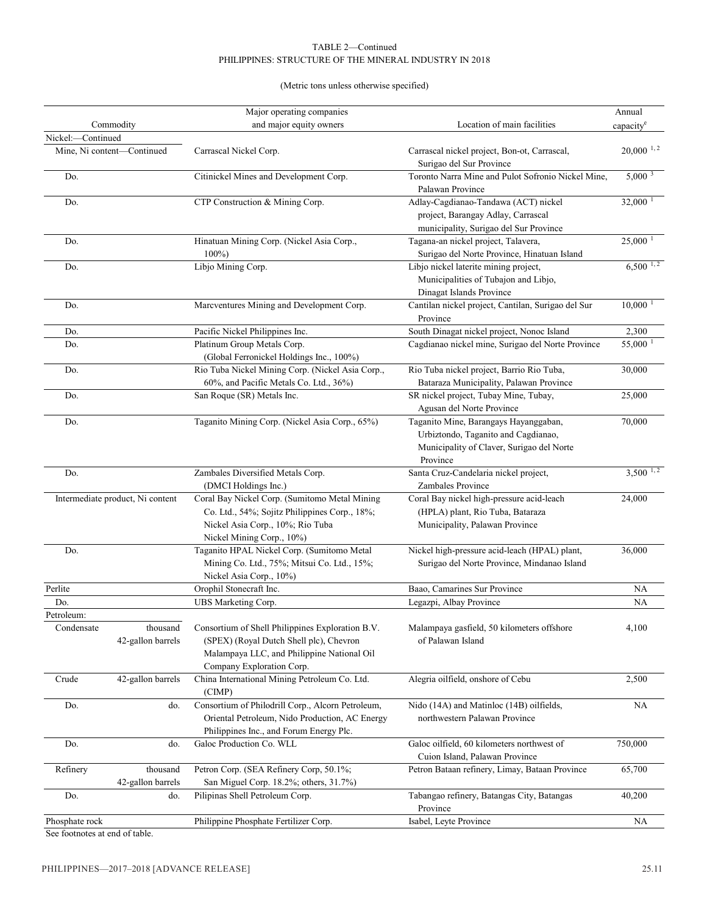TABLE 2—Continued
PHILIPPINES: STRUCTURE OF THE MINERAL INDUSTRY IN 2018

(Metric tons unless otherwise specified)

| Commodity | | Major operating companies and major equity owners | Location of main facilities | Annual capacity[e] |
|---|---|---|---|---|
| Nickel:—Continued | | | | |
| Mine, Ni content—Continued | | Carrascal Nickel Corp. | Carrascal nickel project, Bon-ot, Carrascal, Surigao del Sur Province | 20,000 [1, 2] |
| Do. | | Citinickel Mines and Development Corp. | Toronto Narra Mine and Pulot Sofronio Nickel Mine, Palawan Province | 5,000 [3] |
| Do. | | CTP Construction & Mining Corp. | Adlay-Cagdianao-Tandawa (ACT) nickel project, Barangay Adlay, Carrascal municipality, Surigao del Sur Province | 32,000 [1] |
| Do. | | Hinatuan Mining Corp. (Nickel Asia Corp., 100%) | Tagana-an nickel project, Talavera, Surigao del Norte Province, Hinatuan Island | 25,000 [1] |
| Do. | | Libjo Mining Corp. | Libjo nickel laterite mining project, Municipalities of Tubajon and Libjo, Dinagat Islands Province | 6,500 [1, 2] |
| Do. | | Marcventures Mining and Development Corp. | Cantilan nickel project, Cantilan, Surigao del Sur Province | 10,000 [1] |
| Do. | | Pacific Nickel Philippines Inc. | South Dinagat nickel project, Nonoc Island | 2,300 |
| Do. | | Platinum Group Metals Corp. (Global Ferronickel Holdings Inc., 100%) | Cagdianao nickel mine, Surigao del Norte Province | 55,000 [1] |
| Do. | | Rio Tuba Nickel Mining Corp. (Nickel Asia Corp., 60%, and Pacific Metals Co. Ltd., 36%) | Rio Tuba nickel project, Barrio Rio Tuba, Bataraza Municipality, Palawan Province | 30,000 |
| Do. | | San Roque (SR) Metals Inc. | SR nickel project, Tubay Mine, Tubay, Agusan del Norte Province | 25,000 |
| Do. | | Taganito Mining Corp. (Nickel Asia Corp., 65%) | Taganito Mine, Barangays Hayanggaban, Urbiztondo, Taganito and Cagdianao, Municipality of Claver, Surigao del Norte Province | 70,000 |
| Do. | | Zambales Diversified Metals Corp. (DMCI Holdings Inc.) | Santa Cruz-Candelaria nickel project, Zambales Province | 3,500 [1, 2] |
| Intermediate product, Ni content | | Coral Bay Nickel Corp. (Sumitomo Metal Mining Co. Ltd., 54%; Sojitz Philippines Corp., 18%; Nickel Asia Corp., 10%; Rio Tuba Nickel Mining Corp., 10%) | Coral Bay nickel high-pressure acid-leach (HPLA) plant, Rio Tuba, Bataraza Municipality, Palawan Province | 24,000 |
| Do. | | Taganito HPAL Nickel Corp. (Sumitomo Metal Mining Co. Ltd., 75%; Mitsui Co. Ltd., 15%; Nickel Asia Corp., 10%) | Nickel high-pressure acid-leach (HPAL) plant, Surigao del Norte Province, Mindanao Island | 36,000 |
| Perlite | | Orophil Stonecraft Inc. | Baao, Camarines Sur Province | NA |
| Do. | | UBS Marketing Corp. | Legazpi, Albay Province | NA |
| Petroleum: | | | | |
| Condensate | thousand 42-gallon barrels | Consortium of Shell Philippines Exploration B.V. (SPEX) (Royal Dutch Shell plc), Chevron Malampaya LLC, and Philippine National Oil Company Exploration Corp. | Malampaya gasfield, 50 kilometers offshore of Palawan Island | 4,100 |
| Crude | 42-gallon barrels | China International Mining Petroleum Co. Ltd. (CIMP) | Alegria oilfield, onshore of Cebu | 2,500 |
| Do. | do. | Consortium of Philodrill Corp., Alcorn Petroleum, Oriental Petroleum, Nido Production, AC Energy Philippines Inc., and Forum Energy Plc. | Nido (14A) and Matinloc (14B) oilfields, northwestern Palawan Province | NA |
| Do. | do. | Galoc Production Co. WLL | Galoc oilfield, 60 kilometers northwest of Cuion Island, Palawan Province | 750,000 |
| Refinery | thousand 42-gallon barrels | Petron Corp. (SEA Refinery Corp, 50.1%; San Miguel Corp. 18.2%; others, 31.7%) | Petron Bataan refinery, Limay, Bataan Province | 65,700 |
| Do. | do. | Pilipinas Shell Petroleum Corp. | Tabangao refinery, Batangas City, Batangas Province | 40,200 |
| Phosphate rock | | Philippine Phosphate Fertilizer Corp. | Isabel, Leyte Province | NA |

See footnotes at end of table.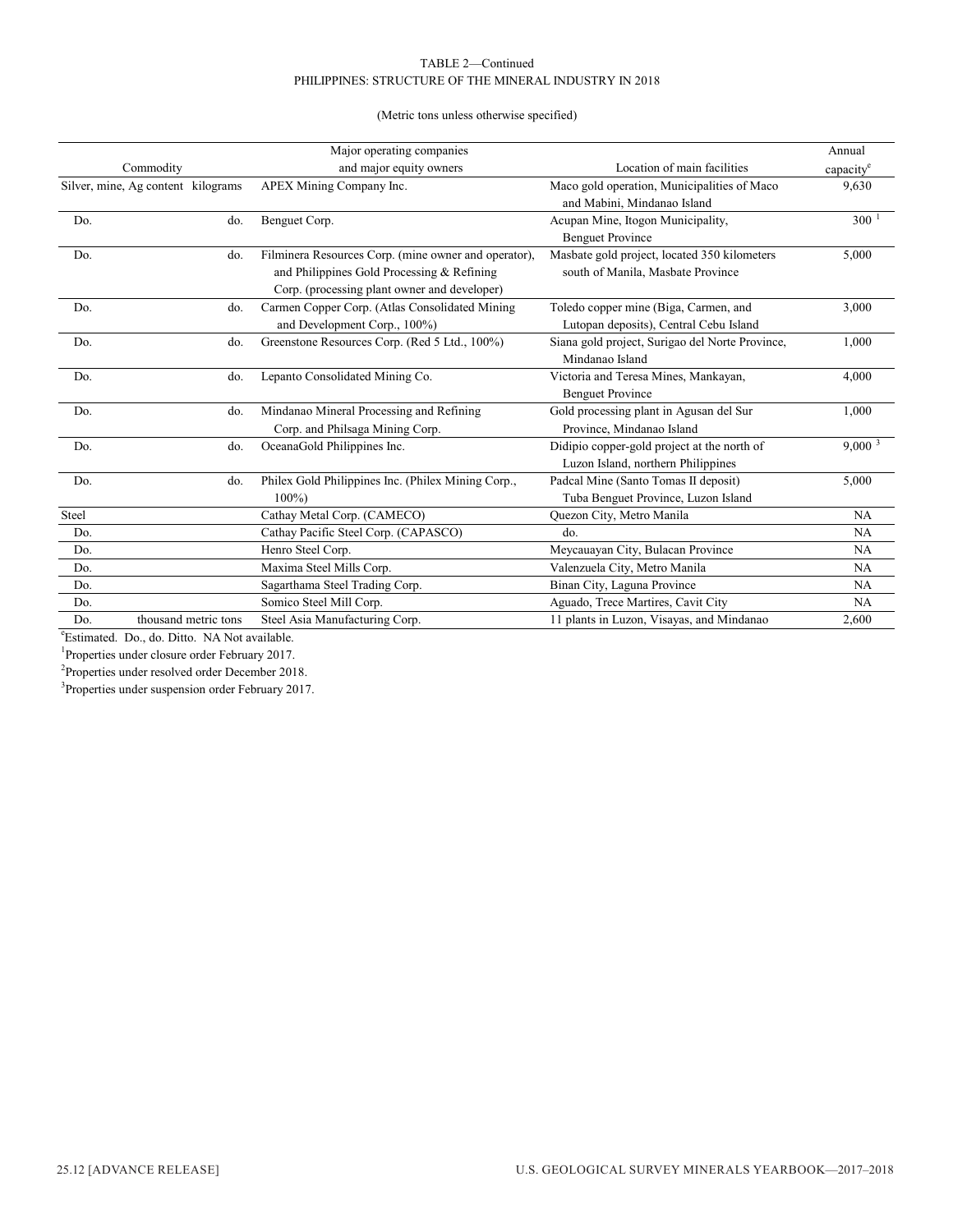TABLE 2—Continued
PHILIPPINES: STRUCTURE OF THE MINERAL INDUSTRY IN 2018

(Metric tons unless otherwise specified)

| Commodity | | Major operating companies and major equity owners | Location of main facilities | Annual capacity[e] |
|---|---|---|---|---|
| Silver, mine, Ag content | kilograms | APEX Mining Company Inc. | Maco gold operation, Municipalities of Maco and Mabini, Mindanao Island | 9,630 |
| Do. | do. | Benguet Corp. | Acupan Mine, Itogon Municipality, Benguet Province | 300 [1] |
| Do. | do. | Filminera Resources Corp. (mine owner and operator), and Philippines Gold Processing & Refining Corp. (processing plant owner and developer) | Masbate gold project, located 350 kilometers south of Manila, Masbate Province | 5,000 |
| Do. | do. | Carmen Copper Corp. (Atlas Consolidated Mining and Development Corp., 100%) | Toledo copper mine (Biga, Carmen, and Lutopan deposits), Central Cebu Island | 3,000 |
| Do. | do. | Greenstone Resources Corp. (Red 5 Ltd., 100%) | Siana gold project, Surigao del Norte Province, Mindanao Island | 1,000 |
| Do. | do. | Lepanto Consolidated Mining Co. | Victoria and Teresa Mines, Mankayan, Benguet Province | 4,000 |
| Do. | do. | Mindanao Mineral Processing and Refining Corp. and Philsaga Mining Corp. | Gold processing plant in Agusan del Sur Province, Mindanao Island | 1,000 |
| Do. | do. | OceanaGold Philippines Inc. | Didipio copper-gold project at the north of Luzon Island, northern Philippines | 9,000 [3] |
| Do. | do. | Philex Gold Philippines Inc. (Philex Mining Corp., 100%) | Padcal Mine (Santo Tomas II deposit) Tuba Benguet Province, Luzon Island | 5,000 |
| Steel | | Cathay Metal Corp. (CAMECO) | Quezon City, Metro Manila | NA |
| Do. | | Cathay Pacific Steel Corp. (CAPASCO) | do. | NA |
| Do. | | Henro Steel Corp. | Meycauayan City, Bulacan Province | NA |
| Do. | | Maxima Steel Mills Corp. | Valenzuela City, Metro Manila | NA |
| Do. | | Sagarthama Steel Trading Corp. | Binan City, Laguna Province | NA |
| Do. | | Somico Steel Mill Corp. | Aguado, Trece Martires, Cavit City | NA |
| Do. | thousand metric tons | Steel Asia Manufacturing Corp. | 11 plants in Luzon, Visayas, and Mindanao | 2,600 |

[e]Estimated. Do., do. Ditto. NA Not available.

[1]Properties under closure order February 2017.

[2]Properties under resolved order December 2018.

[3]Properties under suspension order February 2017.